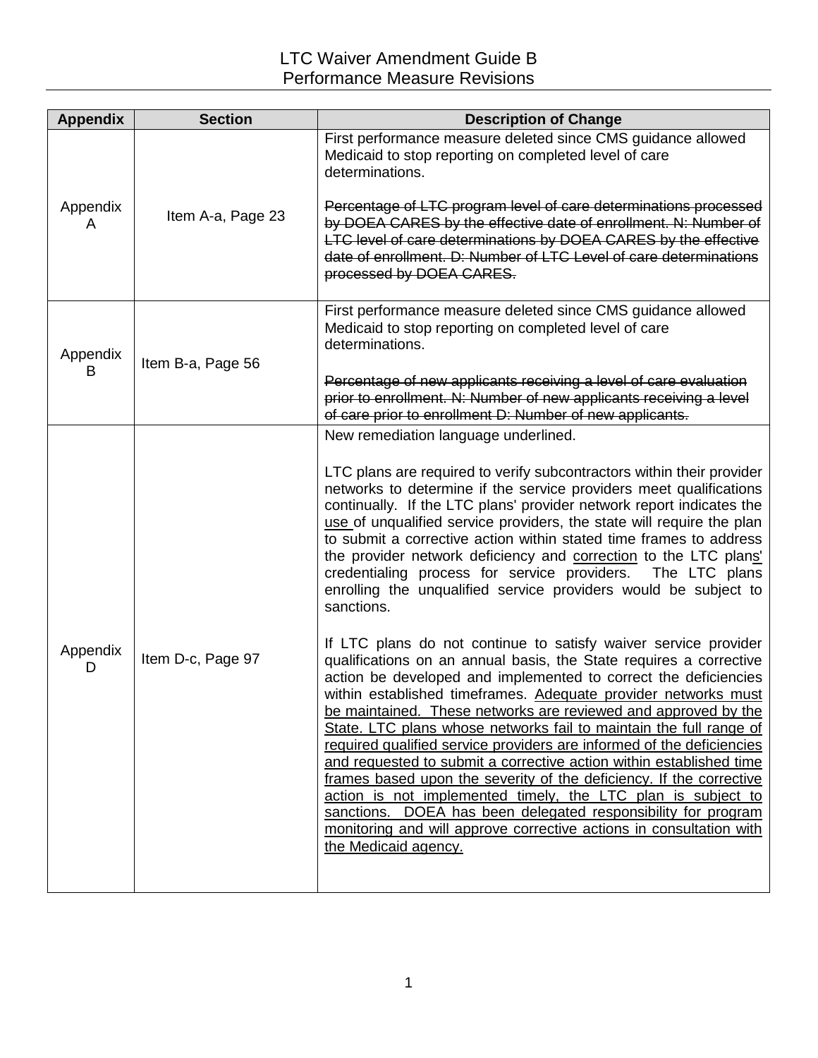# LTC Waiver Amendment Guide B
## Performance Measure Revisions

| Appendix | Section | Description of Change |
|---|---|---|
| Appendix A | Item A-a, Page 23 | First performance measure deleted since CMS guidance allowed Medicaid to stop reporting on completed level of care determinations.<br><br>~~Percentage of LTC program level of care determinations processed by DOEA CARES by the effective date of enrollment. N: Number of LTC level of care determinations by DOEA CARES by the effective date of enrollment. D: Number of LTC Level of care determinations processed by DOEA CARES.~~ |
| Appendix B | Item B-a, Page 56 | First performance measure deleted since CMS guidance allowed Medicaid to stop reporting on completed level of care determinations.<br><br>~~Percentage of new applicants receiving a level of care evaluation prior to enrollment. N: Number of new applicants receiving a level of care prior to enrollment D: Number of new applicants.~~ |
| Appendix D | Item D-c, Page 97 | New remediation language underlined.<br><br>LTC plans are required to verify subcontractors within their provider networks to determine if the service providers meet qualifications continually. If the LTC plans' provider network report indicates the <u>use</u> of unqualified service providers, the state will require the plan to submit a corrective action within stated time frames to address the provider network deficiency and <u>correction</u> to the LTC plan<u>s'</u> credentialing process for service providers. The LTC plans enrolling the unqualified service providers would be subject to sanctions.<br><br>If LTC plans do not continue to satisfy waiver service provider qualifications on an annual basis, the State requires a corrective action be developed and implemented to correct the deficiencies within established timeframes. <u>Adequate provider networks must be maintained. These networks are reviewed and approved by the State. LTC plans whose networks fail to maintain the full range of required qualified service providers are informed of the deficiencies and requested to submit a corrective action within established time frames based upon the severity of the deficiency. If the corrective action is not implemented timely, the LTC plan is subject to sanctions. DOEA has been delegated responsibility for program monitoring and will approve corrective actions in consultation with the Medicaid agency.</u> |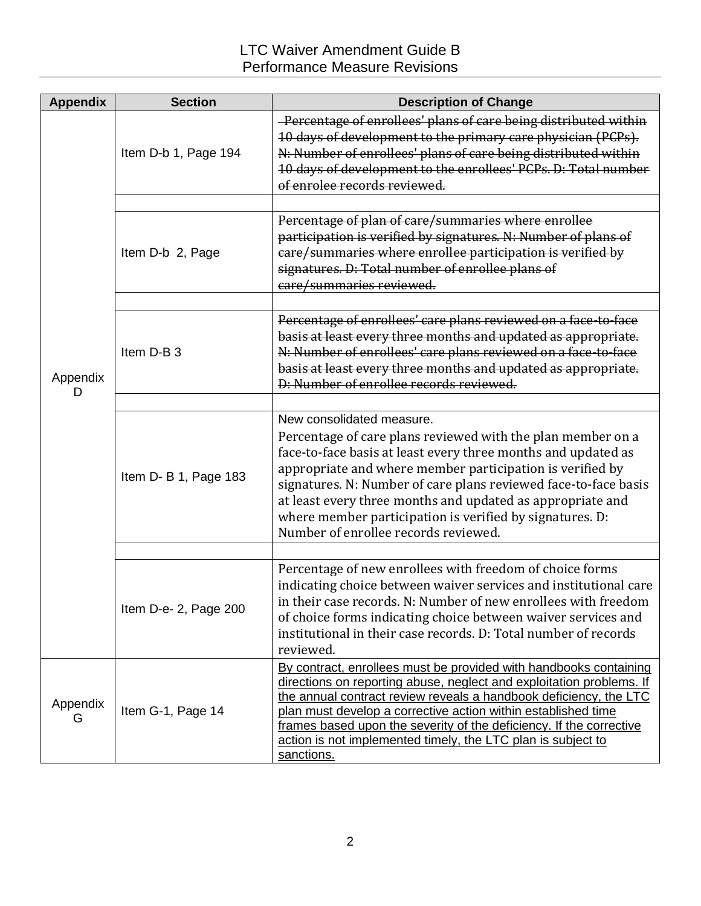# LTC Waiver Amendment Guide B
## Performance Measure Revisions

| Appendix | Section | Description of Change |
|---|---|---|
| Appendix D | Item D-b 1, Page 194 | ~~Percentage of enrollees' plans of care being distributed within 10 days of development to the primary care physician (PCPs). N: Number of enrollees' plans of care being distributed within 10 days of development to the enrollees' PCPs. D: Total number of enrolee records reviewed.~~ |
| | | |
| | Item D-b 2, Page | ~~Percentage of plan of care/summaries where enrollee participation is verified by signatures. N: Number of plans of care/summaries where enrollee participation is verified by signatures. D: Total number of enrollee plans of care/summaries reviewed.~~ |
| | | |
| | Item D-B 3 | ~~Percentage of enrollees' care plans reviewed on a face-to-face basis at least every three months and updated as appropriate. N: Number of enrollees' care plans reviewed on a face-to-face basis at least every three months and updated as appropriate. D: Number of enrollee records reviewed.~~ |
| | | |
| | Item D- B 1, Page 183 | New consolidated measure. Percentage of care plans reviewed with the plan member on a face-to-face basis at least every three months and updated as appropriate and where member participation is verified by signatures. N: Number of care plans reviewed face-to-face basis at least every three months and updated as appropriate and where member participation is verified by signatures. D: Number of enrollee records reviewed. |
| | | |
| | Item D-e- 2, Page 200 | Percentage of new enrollees with freedom of choice forms indicating choice between waiver services and institutional care in their case records. N: Number of new enrollees with freedom of choice forms indicating choice between waiver services and institutional in their case records. D: Total number of records reviewed. |
| Appendix G | Item G-1, Page 14 | <u>By contract, enrollees must be provided with handbooks containing directions on reporting abuse, neglect and exploitation problems. If the annual contract review reveals a handbook deficiency, the LTC plan must develop a corrective action within established time frames based upon the severity of the deficiency. If the corrective action is not implemented timely, the LTC plan is subject to sanctions.</u> |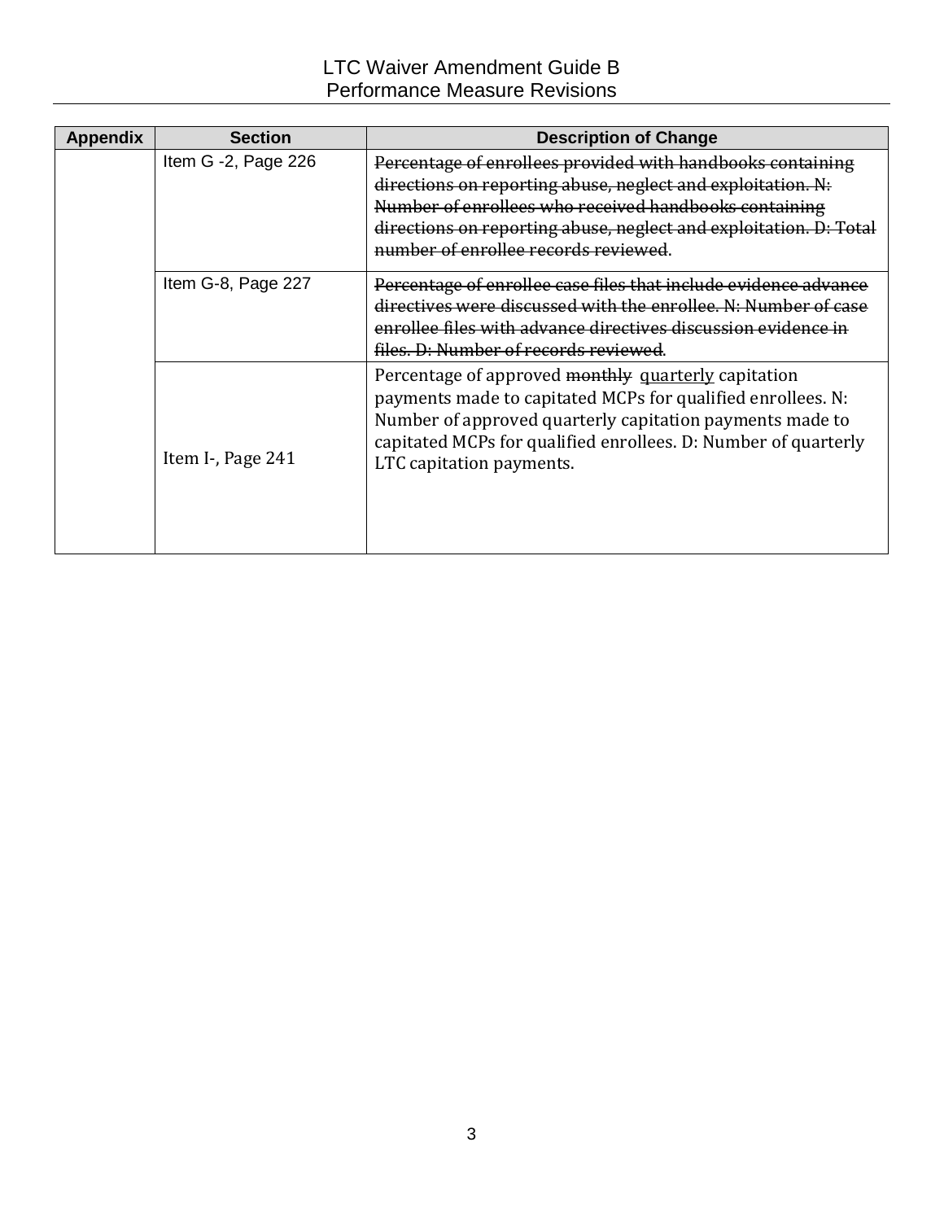| Appendix | Section | Description of Change |
|---|---|---|
| | Item G -2, Page 226 | ~~Percentage of enrollees provided with handbooks containing directions on reporting abuse, neglect and exploitation. N: Number of enrollees who received handbooks containing directions on reporting abuse, neglect and exploitation. D: Total number of enrollee records reviewed~~. |
| | Item G-8, Page 227 | ~~Percentage of enrollee case files that include evidence advance directives were discussed with the enrollee. N: Number of case enrollee files with advance directives discussion evidence in files. D: Number of records reviewed~~. |
| | Item I-, Page 241 | Percentage of approved ~~monthly~~ <u>quarterly</u> capitation payments made to capitated MCPs for qualified enrollees. N: Number of approved quarterly capitation payments made to capitated MCPs for qualified enrollees. D: Number of quarterly LTC capitation payments. |